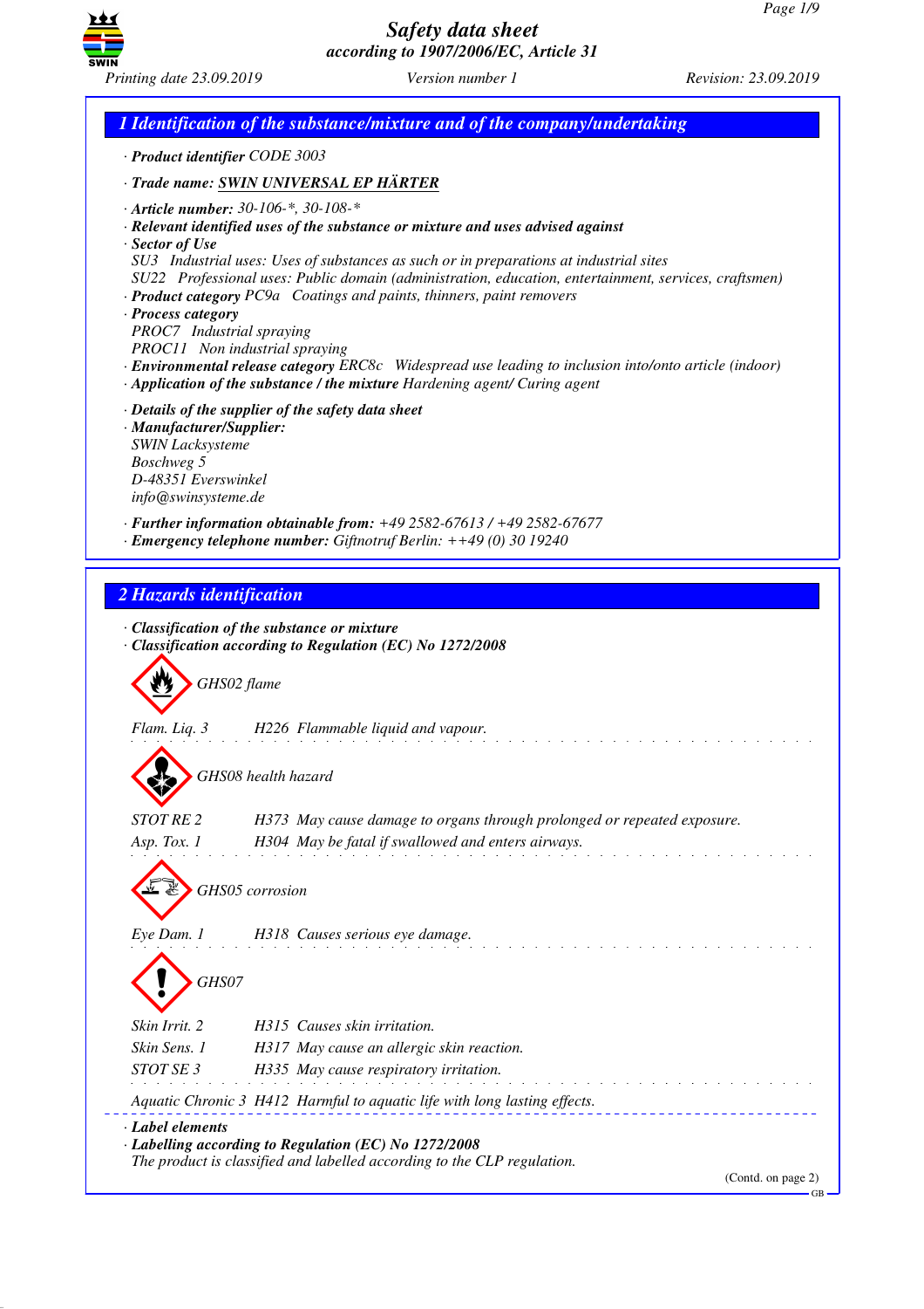# Safety data sheet
## according to 1907/2006/EC, Article 31

Printing date 23.09.2019 | Version number 1 | Revision: 23.09.2019

## 1 Identification of the substance/mixture and of the company/undertaking

· **Product identifier** CODE 3003

· **Trade name:** **SWIN UNIVERSAL EP HÄRTER**

· **Article number:** 30-106-*, 30-108-*

· **Relevant identified uses of the substance or mixture and uses advised against**

· **Sector of Use**
SU3 Industrial uses: Uses of substances as such or in preparations at industrial sites
SU22 Professional uses: Public domain (administration, education, entertainment, services, craftsmen)

· **Product category** PC9a Coatings and paints, thinners, paint removers

· **Process category**
PROC7 Industrial spraying
PROC11 Non industrial spraying

· **Environmental release category** ERC8c Widespread use leading to inclusion into/onto article (indoor)

· **Application of the substance / the mixture** Hardening agent/ Curing agent

· **Details of the supplier of the safety data sheet**

· **Manufacturer/Supplier:**
SWIN Lacksysteme
Boschweg 5
D-48351 Everswinkel
info@swinsysteme.de

· **Further information obtainable from:** +49 2582-67613 / +49 2582-67677

· **Emergency telephone number:** Giftnotruf Berlin: ++49 (0) 30 19240

## 2 Hazards identification

· **Classification of the substance or mixture**

· **Classification according to Regulation (EC) No 1272/2008**

GHS02 flame

Flam. Liq. 3 H226 Flammable liquid and vapour.

GHS08 health hazard

STOT RE 2 H373 May cause damage to organs through prolonged or repeated exposure.
Asp. Tox. 1 H304 May be fatal if swallowed and enters airways.

GHS05 corrosion

Eye Dam. 1 H318 Causes serious eye damage.

GHS07

Skin Irrit. 2 H315 Causes skin irritation.
Skin Sens. 1 H317 May cause an allergic skin reaction.
STOT SE 3 H335 May cause respiratory irritation.

Aquatic Chronic 3 H412 Harmful to aquatic life with long lasting effects.

· **Label elements**

· **Labelling according to Regulation (EC) No 1272/2008**
The product is classified and labelled according to the CLP regulation.

(Contd. on page 2)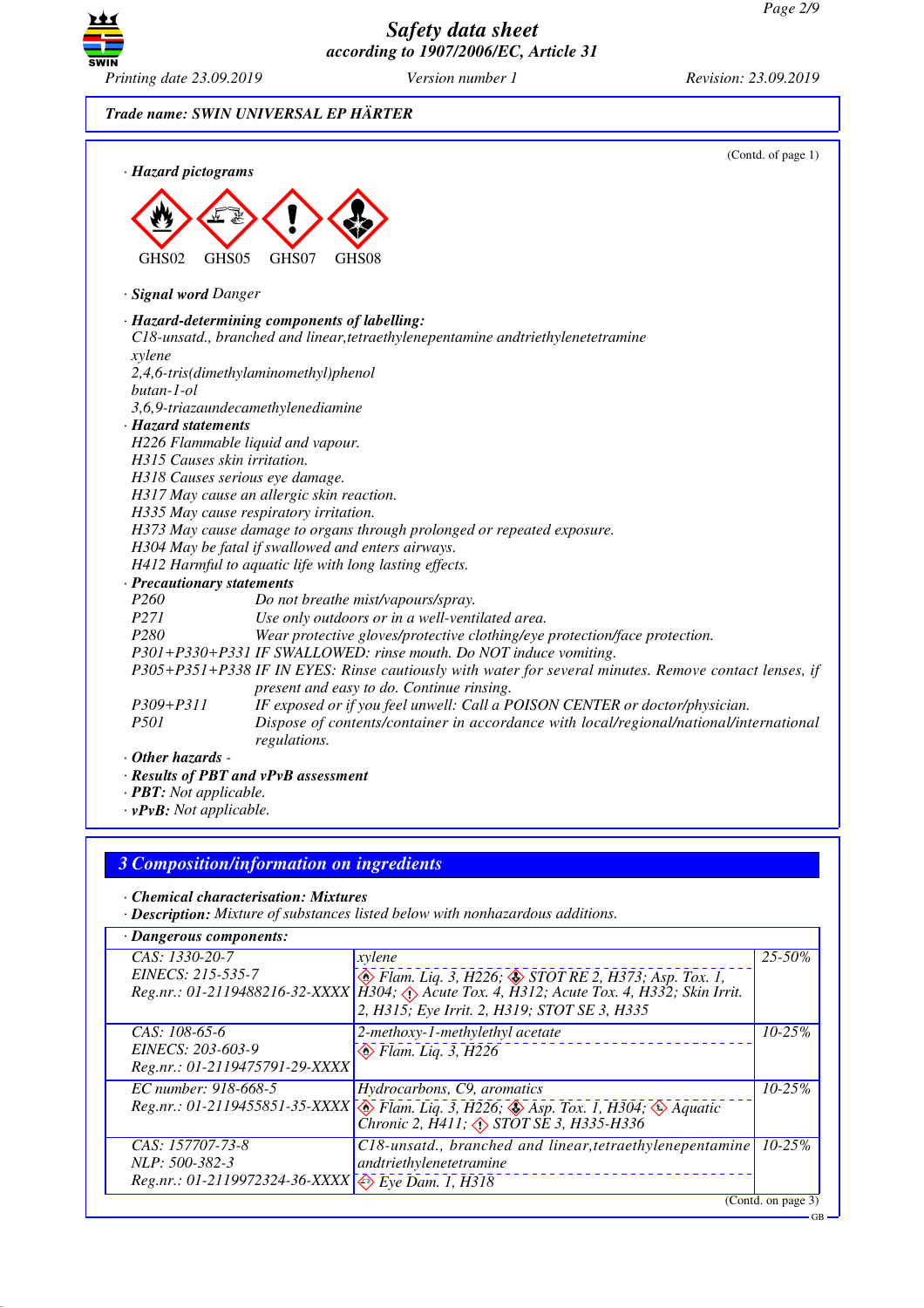Trade name: SWIN UNIVERSAL EP HÄRTER

(Contd. of page 1)

· **Hazard pictograms**

GHS02 GHS05 GHS07 GHS08

· **Signal word** Danger

· **Hazard-determining components of labelling:**
C18-unsatd., branched and linear,tetraethylenepentamine andtriethylenetetramine
xylene
2,4,6-tris(dimethylaminomethyl)phenol
butan-1-ol
3,6,9-triazaundecamethylenediamine

· **Hazard statements**
H226 Flammable liquid and vapour.
H315 Causes skin irritation.
H318 Causes serious eye damage.
H317 May cause an allergic skin reaction.
H335 May cause respiratory irritation.
H373 May cause damage to organs through prolonged or repeated exposure.
H304 May be fatal if swallowed and enters airways.
H412 Harmful to aquatic life with long lasting effects.

· **Precautionary statements**

| | |
|---|---|
| P260 | Do not breathe mist/vapours/spray. |
| P271 | Use only outdoors or in a well-ventilated area. |
| P280 | Wear protective gloves/protective clothing/eye protection/face protection. |
| P301+P330+P331 | IF SWALLOWED: rinse mouth. Do NOT induce vomiting. |
| P305+P351+P338 | IF IN EYES: Rinse cautiously with water for several minutes. Remove contact lenses, if present and easy to do. Continue rinsing. |
| P309+P311 | IF exposed or if you feel unwell: Call a POISON CENTER or doctor/physician. |
| P501 | Dispose of contents/container in accordance with local/regional/national/international regulations. |

· **Other hazards** -

· **Results of PBT and vPvB assessment**
· **PBT:** Not applicable.
· **vPvB:** Not applicable.

## 3 Composition/information on ingredients

· **Chemical characterisation: Mixtures**
· **Description:** Mixture of substances listed below with nonhazardous additions.

· **Dangerous components:**

| | | |
|---|---|---|
| CAS: 1330-20-7<br>EINECS: 215-535-7<br>Reg.nr.: 01-2119488216-32-XXXX | xylene<br>Flam. Liq. 3, H226; STOT RE 2, H373; Asp. Tox. 1, H304; Acute Tox. 4, H312; Acute Tox. 4, H332; Skin Irrit. 2, H315; Eye Irrit. 2, H319; STOT SE 3, H335 | 25-50% |
| CAS: 108-65-6<br>EINECS: 203-603-9<br>Reg.nr.: 01-2119475791-29-XXXX | 2-methoxy-1-methylethyl acetate<br>Flam. Liq. 3, H226 | 10-25% |
| EC number: 918-668-5<br>Reg.nr.: 01-2119455851-35-XXXX | Hydrocarbons, C9, aromatics<br>Flam. Liq. 3, H226; Asp. Tox. 1, H304; Aquatic Chronic 2, H411; STOT SE 3, H335-H336 | 10-25% |
| CAS: 157707-73-8<br>NLP: 500-382-3<br>Reg.nr.: 01-2119972324-36-XXXX | C18-unsatd., branched and linear,tetraethylenepentamine andtriethylenetetramine<br>Eye Dam. 1, H318 | 10-25% |

(Contd. on page 3)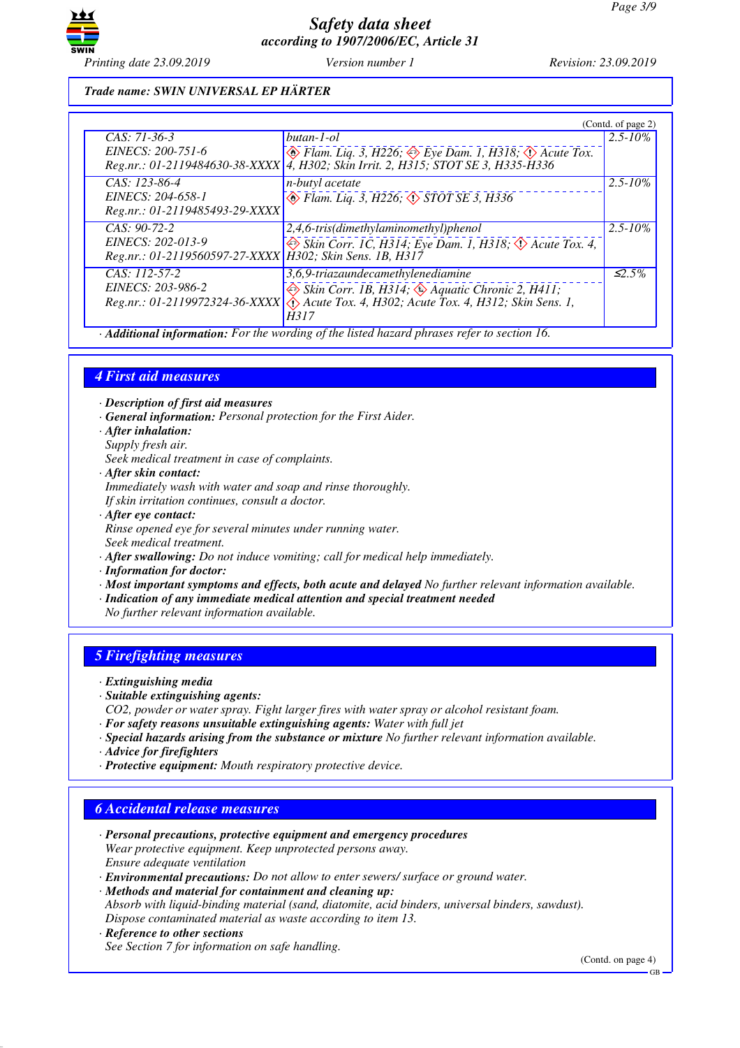**Trade name: SWIN UNIVERSAL EP HÄRTER**

(Contd. of page 2)

| | | |
|---|---|---|
| CAS: 71-36-3<br>EINECS: 200-751-6<br>Reg.nr.: 01-2119484630-38-XXXX | butan-1-ol<br>Flam. Liq. 3, H226; Eye Dam. 1, H318; Acute Tox. 4, H302; Skin Irrit. 2, H315; STOT SE 3, H335-H336 | 2.5-10% |
| CAS: 123-86-4<br>EINECS: 204-658-1<br>Reg.nr.: 01-2119485493-29-XXXX | n-butyl acetate<br>Flam. Liq. 3, H226; STOT SE 3, H336 | 2.5-10% |
| CAS: 90-72-2<br>EINECS: 202-013-9<br>Reg.nr.: 01-2119560597-27-XXXX | 2,4,6-tris(dimethylaminomethyl)phenol<br>Skin Corr. 1C, H314; Eye Dam. 1, H318; Acute Tox. 4, H302; Skin Sens. 1B, H317 | 2.5-10% |
| CAS: 112-57-2<br>EINECS: 203-986-2<br>Reg.nr.: 01-2119972324-36-XXXX | 3,6,9-triazaundecamethylenediamine<br>Skin Corr. 1B, H314; Aquatic Chronic 2, H411; Acute Tox. 4, H302; Acute Tox. 4, H312; Skin Sens. 1, H317 | ≤2.5% |

· **Additional information:** For the wording of the listed hazard phrases refer to section 16.

## 4 First aid measures

· **Description of first aid measures**
· **General information:** Personal protection for the First Aider.
· **After inhalation:**
Supply fresh air.
Seek medical treatment in case of complaints.
· **After skin contact:**
Immediately wash with water and soap and rinse thoroughly.
If skin irritation continues, consult a doctor.
· **After eye contact:**
Rinse opened eye for several minutes under running water.
Seek medical treatment.
· **After swallowing:** Do not induce vomiting; call for medical help immediately.
· **Information for doctor:**
· **Most important symptoms and effects, both acute and delayed** No further relevant information available.
· **Indication of any immediate medical attention and special treatment needed**
No further relevant information available.

## 5 Firefighting measures

· **Extinguishing media**
· **Suitable extinguishing agents:**
$CO_2$, powder or water spray. Fight larger fires with water spray or alcohol resistant foam.
· **For safety reasons unsuitable extinguishing agents:** Water with full jet
· **Special hazards arising from the substance or mixture** No further relevant information available.
· **Advice for firefighters**
· **Protective equipment:** Mouth respiratory protective device.

## 6 Accidental release measures

· **Personal precautions, protective equipment and emergency procedures**
Wear protective equipment. Keep unprotected persons away.
Ensure adequate ventilation
· **Environmental precautions:** Do not allow to enter sewers/ surface or ground water.
· **Methods and material for containment and cleaning up:**
Absorb with liquid-binding material (sand, diatomite, acid binders, universal binders, sawdust).
Dispose contaminated material as waste according to item 13.
· **Reference to other sections**
See Section 7 for information on safe handling.

(Contd. on page 4)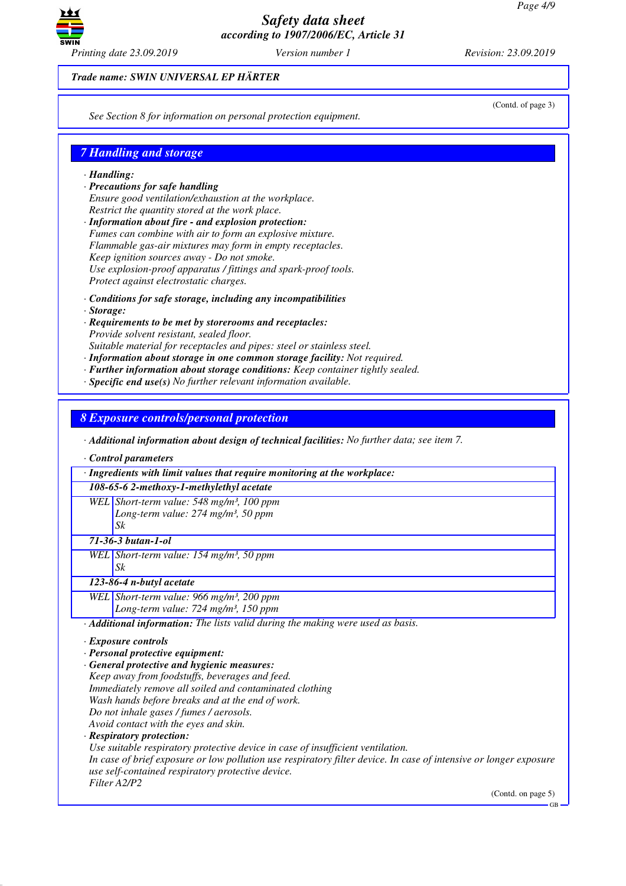*Trade name: SWIN UNIVERSAL EP HÄRTER*

(Contd. of page 3)

See Section 8 for information on personal protection equipment.

## 7 Handling and storage

· **Handling:**
· **Precautions for safe handling**
Ensure good ventilation/exhaustion at the workplace.
Restrict the quantity stored at the work place.
· **Information about fire - and explosion protection:**
Fumes can combine with air to form an explosive mixture.
Flammable gas-air mixtures may form in empty receptacles.
Keep ignition sources away - Do not smoke.
Use explosion-proof apparatus / fittings and spark-proof tools.
Protect against electrostatic charges.

· **Conditions for safe storage, including any incompatibilities**
· **Storage:**
· **Requirements to be met by storerooms and receptacles:**
Provide solvent resistant, sealed floor.
Suitable material for receptacles and pipes: steel or stainless steel.
· **Information about storage in one common storage facility:** Not required.
· **Further information about storage conditions:** Keep container tightly sealed.
· **Specific end use(s)** No further relevant information available.

## 8 Exposure controls/personal protection

· **Additional information about design of technical facilities:** No further data; see item 7.

· **Control parameters**

| · Ingredients with limit values that require monitoring at the workplace: | |
|---|---|
| **108-65-6 2-methoxy-1-methylethyl acetate** | |
| WEL | Short-term value: 548 mg/m³, 100 ppm<br>Long-term value: 274 mg/m³, 50 ppm<br>Sk |
| **71-36-3 butan-1-ol** | |
| WEL | Short-term value: 154 mg/m³, 50 ppm<br>Sk |
| **123-86-4 n-butyl acetate** | |
| WEL | Short-term value: 966 mg/m³, 200 ppm<br>Long-term value: 724 mg/m³, 150 ppm |

· **Additional information:** The lists valid during the making were used as basis.

· **Exposure controls**
· **Personal protective equipment:**
· **General protective and hygienic measures:**
Keep away from foodstuffs, beverages and feed.
Immediately remove all soiled and contaminated clothing
Wash hands before breaks and at the end of work.
Do not inhale gases / fumes / aerosols.
Avoid contact with the eyes and skin.
· **Respiratory protection:**
Use suitable respiratory protective device in case of insufficient ventilation.
In case of brief exposure or low pollution use respiratory filter device. In case of intensive or longer exposure use self-contained respiratory protective device.
Filter A2/P2

(Contd. on page 5)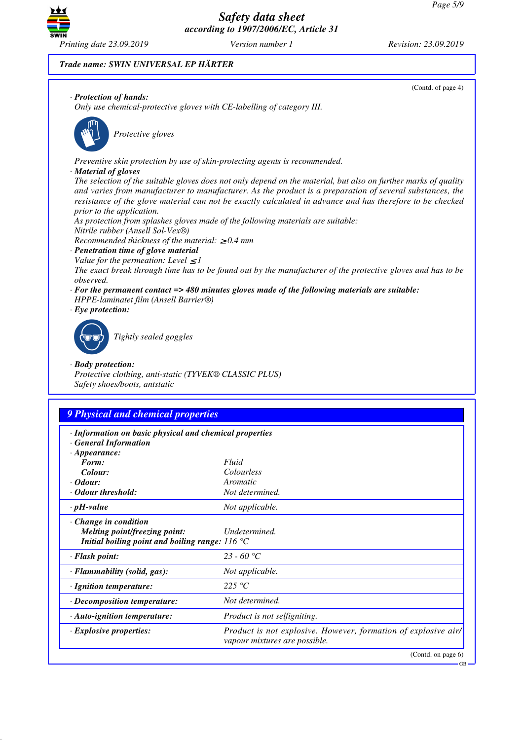**Trade name: SWIN UNIVERSAL EP HÄRTER**

(Contd. of page 4)

· ***Protection of hands:***
*Only use chemical-protective gloves with CE-labelling of category III.*

*Protective gloves*

*Preventive skin protection by use of skin-protecting agents is recommended.*

· ***Material of gloves***
*The selection of the suitable gloves does not only depend on the material, but also on further marks of quality and varies from manufacturer to manufacturer. As the product is a preparation of several substances, the resistance of the glove material can not be exactly calculated in advance and has therefore to be checked prior to the application.*
*As protection from splashes gloves made of the following materials are suitable:*
*Nitrile rubber (Ansell Sol-Vex®)*
*Recommended thickness of the material: $\geq$0.4 mm*

· ***Penetration time of glove material***
*Value for the permeation: Level $\leq$1*
*The exact break through time has to be found out by the manufacturer of the protective gloves and has to be observed.*

· ***For the permanent contact => 480 minutes gloves made of the following materials are suitable:***
*HPPE-laminatet film (Ansell Barrier®)*

· ***Eye protection:***

*Tightly sealed goggles*

· ***Body protection:***
*Protective clothing, anti-static (TYVEK® CLASSIC PLUS)*
*Safety shoes/boots, antstatic*

## 9 Physical and chemical properties

· ***Information on basic physical and chemical properties***
· ***General Information***

| | |
|---|---|
| · ***Appearance:*** | |
| ***Form:*** | *Fluid* |
| ***Colour:*** | *Colourless* |
| · ***Odour:*** | *Aromatic* |
| · ***Odour threshold:*** | *Not determined.* |
| · ***pH-value*** | *Not applicable.* |
| · ***Change in condition*** | |
| ***Melting point/freezing point:*** | *Undetermined.* |
| ***Initial boiling point and boiling range:*** | *116 °C* |
| · ***Flash point:*** | *23 - 60 °C* |
| · ***Flammability (solid, gas):*** | *Not applicable.* |
| · ***Ignition temperature:*** | *225 °C* |
| · ***Decomposition temperature:*** | *Not determined.* |
| · ***Auto-ignition temperature:*** | *Product is not selfigniting.* |
| · ***Explosive properties:*** | *Product is not explosive. However, formation of explosive air/vapour mixtures are possible.* |

(Contd. on page 6)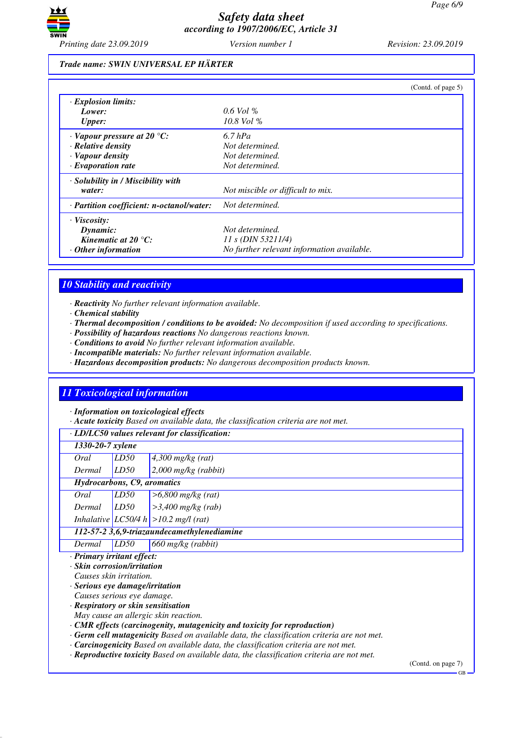Trade name: SWIN UNIVERSAL EP HÄRTER

(Contd. of page 5)

| | |
|---|---|
| · **Explosion limits:** | |
| **Lower:** | 0.6 Vol % |
| **Upper:** | 10.8 Vol % |
| · **Vapour pressure at 20 °C:** | 6.7 hPa |
| · **Relative density** | Not determined. |
| · **Vapour density** | Not determined. |
| · **Evaporation rate** | Not determined. |
| · **Solubility in / Miscibility with water:** | Not miscible or difficult to mix. |
| · **Partition coefficient: n-octanol/water:** | Not determined. |
| · **Viscosity:** | |
| **Dynamic:** | Not determined. |
| **Kinematic at 20 °C:** | 11 s (DIN 53211/4) |
| · **Other information** | No further relevant information available. |

## 10 Stability and reactivity

· **Reactivity** No further relevant information available.
· **Chemical stability**
· **Thermal decomposition / conditions to be avoided:** No decomposition if used according to specifications.
· **Possibility of hazardous reactions** No dangerous reactions known.
· **Conditions to avoid** No further relevant information available.
· **Incompatible materials:** No further relevant information available.
· **Hazardous decomposition products:** No dangerous decomposition products known.

## 11 Toxicological information

· **Information on toxicological effects**
· **Acute toxicity** Based on available data, the classification criteria are not met.

| · **LD/LC50 values relevant for classification:** | | |
|---|---|---|
| **1330-20-7 xylene** | | |
| Oral | LD50 | 4,300 mg/kg (rat) |
| Dermal | LD50 | 2,000 mg/kg (rabbit) |
| **Hydrocarbons, C9, aromatics** | | |
| Oral | LD50 | >6,800 mg/kg (rat) |
| Dermal | LD50 | >3,400 mg/kg (rab) |
| Inhalative | LC50/4 h | >10.2 mg/l (rat) |
| **112-57-2 3,6,9-triazaundecamethylenediamine** | | |
| Dermal | LD50 | 660 mg/kg (rabbit) |

· **Primary irritant effect:**
· **Skin corrosion/irritation**
Causes skin irritation.
· **Serious eye damage/irritation**
Causes serious eye damage.
· **Respiratory or skin sensitisation**
May cause an allergic skin reaction.
· **CMR effects (carcinogenity, mutagenicity and toxicity for reproduction)**
· **Germ cell mutagenicity** Based on available data, the classification criteria are not met.
· **Carcinogenicity** Based on available data, the classification criteria are not met.
· **Reproductive toxicity** Based on available data, the classification criteria are not met.

(Contd. on page 7)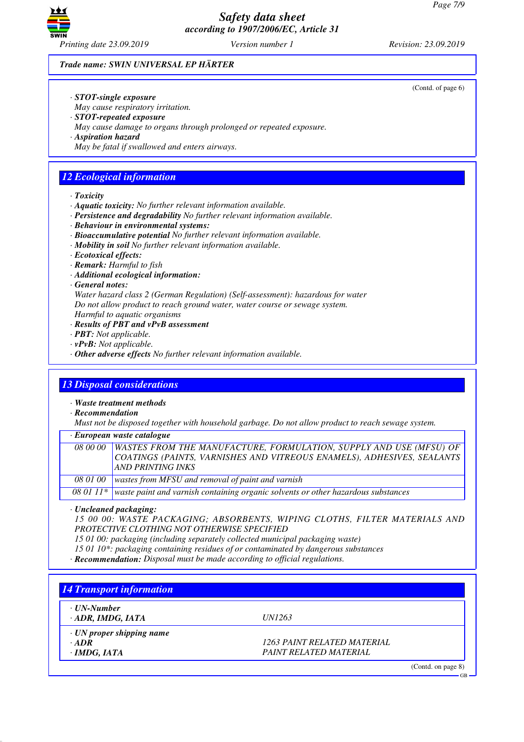**Trade name: SWIN UNIVERSAL EP HÄRTER**

(Contd. of page 6)

· **STOT-single exposure**
  May cause respiratory irritation.
· **STOT-repeated exposure**
  May cause damage to organs through prolonged or repeated exposure.
· **Aspiration hazard**
  May be fatal if swallowed and enters airways.

## 12 Ecological information

· **Toxicity**
· **Aquatic toxicity:** No further relevant information available.
· **Persistence and degradability** No further relevant information available.
· **Behaviour in environmental systems:**
· **Bioaccumulative potential** No further relevant information available.
· **Mobility in soil** No further relevant information available.
· **Ecotoxical effects:**
· **Remark:** Harmful to fish
· **Additional ecological information:**
· **General notes:**
  Water hazard class 2 (German Regulation) (Self-assessment): hazardous for water
  Do not allow product to reach ground water, water course or sewage system.
  Harmful to aquatic organisms
· **Results of PBT and vPvB assessment**
· **PBT:** Not applicable.
· **vPvB:** Not applicable.
· **Other adverse effects** No further relevant information available.

## 13 Disposal considerations

· **Waste treatment methods**
· **Recommendation**
  Must not be disposed together with household garbage. Do not allow product to reach sewage system.

· **European waste catalogue**

| | |
|---|---|
| 08 00 00 | WASTES FROM THE MANUFACTURE, FORMULATION, SUPPLY AND USE (MFSU) OF COATINGS (PAINTS, VARNISHES AND VITREOUS ENAMELS), ADHESIVES, SEALANTS AND PRINTING INKS |
| 08 01 00 | wastes from MFSU and removal of paint and varnish |
| 08 01 11* | waste paint and varnish containing organic solvents or other hazardous substances |

· **Uncleaned packaging:**
  15 00 00: WASTE PACKAGING; ABSORBENTS, WIPING CLOTHS, FILTER MATERIALS AND PROTECTIVE CLOTHING NOT OTHERWISE SPECIFIED
  15 01 00: packaging (including separately collected municipal packaging waste)
  15 01 10*: packaging containing residues of or contaminated by dangerous substances
· **Recommendation:** Disposal must be made according to official regulations.

## 14 Transport information

| | |
|---|---|
| · **UN-Number** | |
| · **ADR, IMDG, IATA** | UN1263 |
| · **UN proper shipping name** | |
| · **ADR** | 1263 PAINT RELATED MATERIAL |
| · **IMDG, IATA** | PAINT RELATED MATERIAL |

(Contd. on page 8)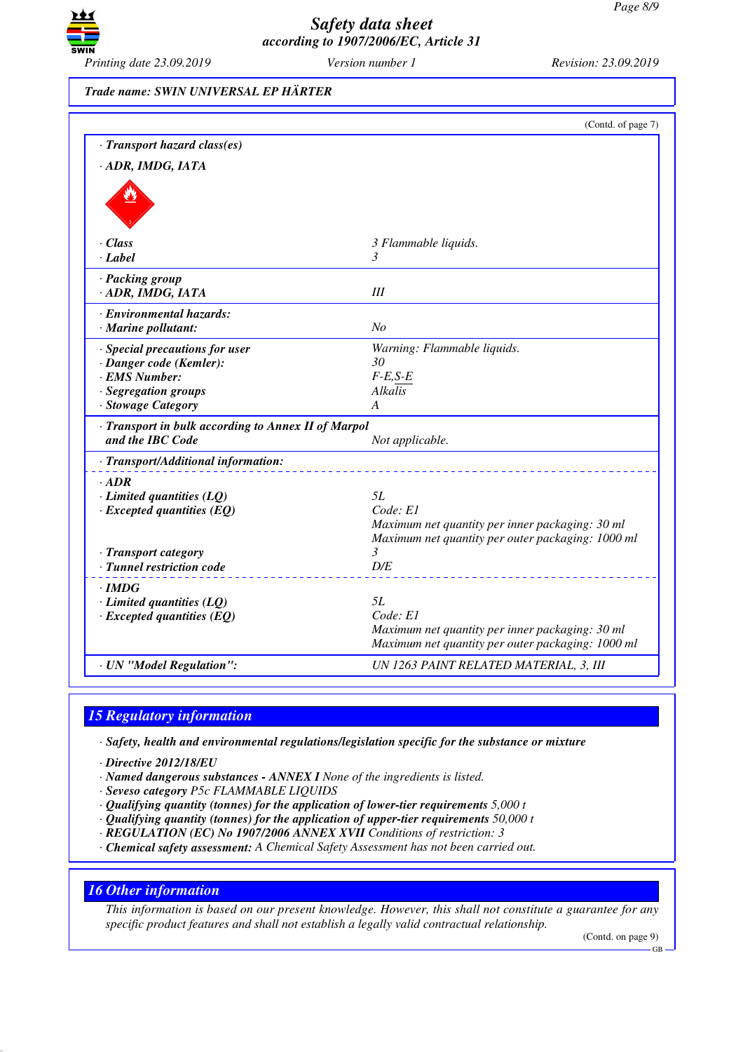Trade name: SWIN UNIVERSAL EP HÄRTER

(Contd. of page 7)

| | |
|---|---|
| · **Transport hazard class(es)** | |
| · **ADR, IMDG, IATA** | |
| · **Class** | 3 Flammable liquids. |
| · **Label** | 3 |
| · **Packing group** | |
| · **ADR, IMDG, IATA** | III |
| · **Environmental hazards:** | |
| · **Marine pollutant:** | No |
| · **Special precautions for user** | Warning: Flammable liquids. |
| · **Danger code (Kemler):** | 30 |
| · **EMS Number:** | F-E,S-E |
| · **Segregation groups** | Alkalis |
| · **Stowage Category** | A |
| · **Transport in bulk according to Annex II of Marpol and the IBC Code** | Not applicable. |
| · **Transport/Additional information:** | |
| · **ADR** | |
| · **Limited quantities (LQ)** | 5L |
| · **Excepted quantities (EQ)** | Code: E1<br>Maximum net quantity per inner packaging: 30 ml<br>Maximum net quantity per outer packaging: 1000 ml |
| · **Transport category** | 3 |
| · **Tunnel restriction code** | D/E |
| · **IMDG** | |
| · **Limited quantities (LQ)** | 5L |
| · **Excepted quantities (EQ)** | Code: E1<br>Maximum net quantity per inner packaging: 30 ml<br>Maximum net quantity per outer packaging: 1000 ml |
| · **UN "Model Regulation":** | UN 1263 PAINT RELATED MATERIAL, 3, III |

## 15 Regulatory information

· **Safety, health and environmental regulations/legislation specific for the substance or mixture**

· **Directive 2012/18/EU**
· **Named dangerous substances - ANNEX I** None of the ingredients is listed.
· **Seveso category** P5c FLAMMABLE LIQUIDS
· **Qualifying quantity (tonnes) for the application of lower-tier requirements** 5,000 t
· **Qualifying quantity (tonnes) for the application of upper-tier requirements** 50,000 t
· **REGULATION (EC) No 1907/2006 ANNEX XVII** Conditions of restriction: 3
· **Chemical safety assessment:** A Chemical Safety Assessment has not been carried out.

## 16 Other information

This information is based on our present knowledge. However, this shall not constitute a guarantee for any specific product features and shall not establish a legally valid contractual relationship.

(Contd. on page 9)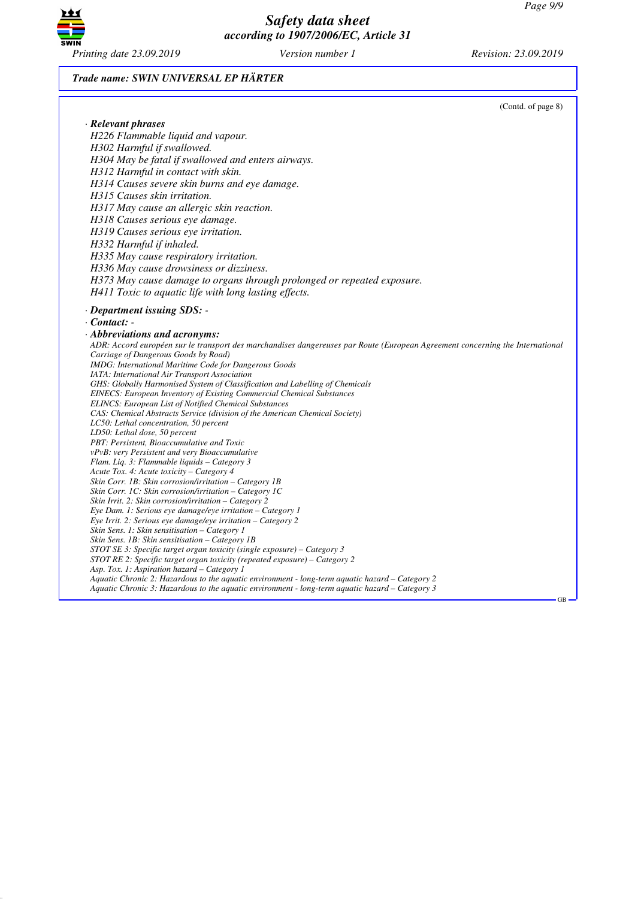*Trade name: SWIN UNIVERSAL EP HÄRTER*

(Contd. of page 8)

· **Relevant phrases**

H226 Flammable liquid and vapour.
H302 Harmful if swallowed.
H304 May be fatal if swallowed and enters airways.
H312 Harmful in contact with skin.
H314 Causes severe skin burns and eye damage.
H315 Causes skin irritation.
H317 May cause an allergic skin reaction.
H318 Causes serious eye damage.
H319 Causes serious eye irritation.
H332 Harmful if inhaled.
H335 May cause respiratory irritation.
H336 May cause drowsiness or dizziness.
H373 May cause damage to organs through prolonged or repeated exposure.
H411 Toxic to aquatic life with long lasting effects.

· **Department issuing SDS:** -

· **Contact:** -

· **Abbreviations and acronyms:**

ADR: Accord européen sur le transport des marchandises dangereuses par Route (European Agreement concerning the International Carriage of Dangerous Goods by Road)
IMDG: International Maritime Code for Dangerous Goods
IATA: International Air Transport Association
GHS: Globally Harmonised System of Classification and Labelling of Chemicals
EINECS: European Inventory of Existing Commercial Chemical Substances
ELINCS: European List of Notified Chemical Substances
CAS: Chemical Abstracts Service (division of the American Chemical Society)
LC50: Lethal concentration, 50 percent
LD50: Lethal dose, 50 percent
PBT: Persistent, Bioaccumulative and Toxic
vPvB: very Persistent and very Bioaccumulative
Flam. Liq. 3: Flammable liquids – Category 3
Acute Tox. 4: Acute toxicity – Category 4
Skin Corr. 1B: Skin corrosion/irritation – Category 1B
Skin Corr. 1C: Skin corrosion/irritation – Category 1C
Skin Irrit. 2: Skin corrosion/irritation – Category 2
Eye Dam. 1: Serious eye damage/eye irritation – Category 1
Eye Irrit. 2: Serious eye damage/eye irritation – Category 2
Skin Sens. 1: Skin sensitisation – Category 1
Skin Sens. 1B: Skin sensitisation – Category 1B
STOT SE 3: Specific target organ toxicity (single exposure) – Category 3
STOT RE 2: Specific target organ toxicity (repeated exposure) – Category 2
Asp. Tox. 1: Aspiration hazard – Category 1
Aquatic Chronic 2: Hazardous to the aquatic environment - long-term aquatic hazard – Category 2
Aquatic Chronic 3: Hazardous to the aquatic environment - long-term aquatic hazard – Category 3